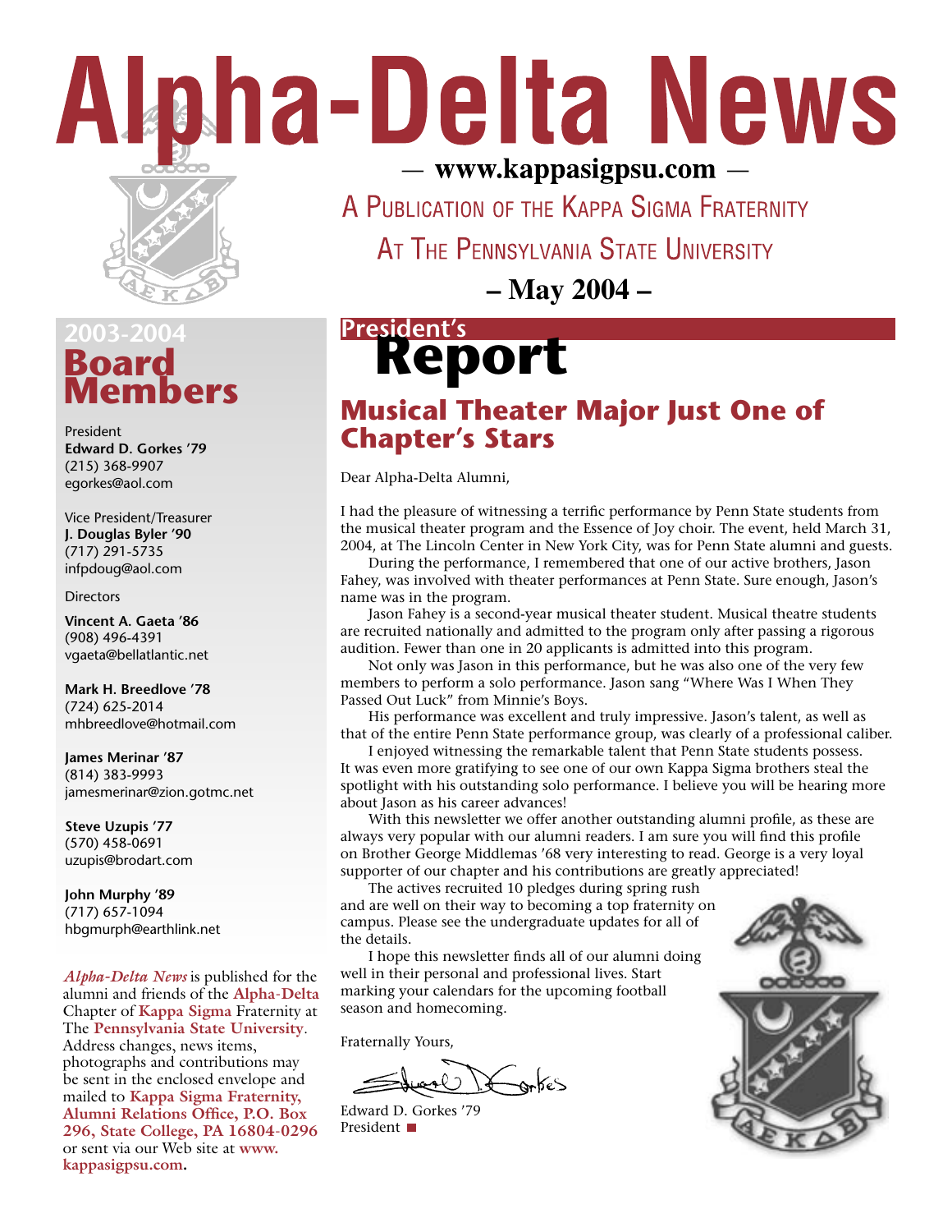# Alpha-Delta News

— www.kappasigpsu.com —

A Publication of the Kappa Sigma Fraternity

At The Pennsylvania State University

– May 2004 –

## 2003-2004 Board Members

President
**Edward D. Gorkes '79**
(215) 368-9907
egorkes@aol.com

Vice President/Treasurer
**J. Douglas Byler '90**
(717) 291-5735
infpdoug@aol.com

Directors

**Vincent A. Gaeta '86**
(908) 496-4391
vgaeta@bellatlantic.net

**Mark H. Breedlove '78**
(724) 625-2014
mhbreedlove@hotmail.com

**James Merinar '87**
(814) 383-9993
jamesmerinar@zion.gotmc.net

**Steve Uzupis '77**
(570) 458-0691
uzupis@brodart.com

**John Murphy '89**
(717) 657-1094
hbgmurph@earthlink.net

*Alpha-Delta News* is published for the alumni and friends of the **Alpha-Delta** Chapter of **Kappa Sigma** Fraternity at The **Pennsylvania State University**. Address changes, news items, photographs and contributions may be sent in the enclosed envelope and mailed to **Kappa Sigma Fraternity, Alumni Relations Office, P.O. Box 296, State College, PA 16804-0296** or sent via our Web site at **www.kappasigpsu.com.**

## President's Report

### Musical Theater Major Just One of Chapter's Stars

Dear Alpha-Delta Alumni,

I had the pleasure of witnessing a terrific performance by Penn State students from the musical theater program and the Essence of Joy choir. The event, held March 31, 2004, at The Lincoln Center in New York City, was for Penn State alumni and guests.

During the performance, I remembered that one of our active brothers, Jason Fahey, was involved with theater performances at Penn State. Sure enough, Jason's name was in the program.

Jason Fahey is a second-year musical theater student. Musical theatre students are recruited nationally and admitted to the program only after passing a rigorous audition. Fewer than one in 20 applicants is admitted into this program.

Not only was Jason in this performance, but he was also one of the very few members to perform a solo performance. Jason sang "Where Was I When They Passed Out Luck" from Minnie's Boys.

His performance was excellent and truly impressive. Jason's talent, as well as that of the entire Penn State performance group, was clearly of a professional caliber.

I enjoyed witnessing the remarkable talent that Penn State students possess. It was even more gratifying to see one of our own Kappa Sigma brothers steal the spotlight with his outstanding solo performance. I believe you will be hearing more about Jason as his career advances!

With this newsletter we offer another outstanding alumni profile, as these are always very popular with our alumni readers. I am sure you will find this profile on Brother George Middlemas '68 very interesting to read. George is a very loyal supporter of our chapter and his contributions are greatly appreciated!

The actives recruited 10 pledges during spring rush and are well on their way to becoming a top fraternity on campus. Please see the undergraduate updates for all of the details.

I hope this newsletter finds all of our alumni doing well in their personal and professional lives. Start marking your calendars for the upcoming football season and homecoming.

Fraternally Yours,

Edward D. Gorkes '79
President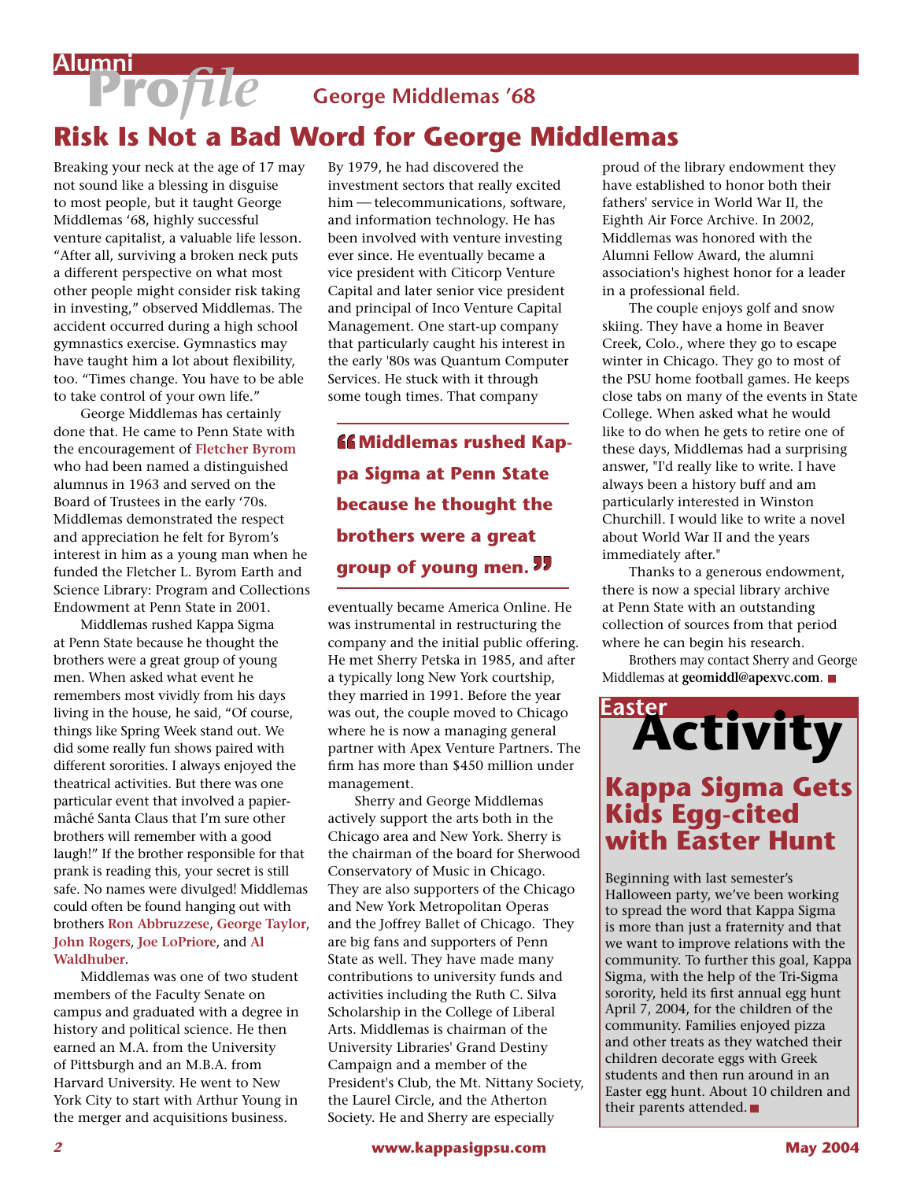# Alumni Profile

## George Middlemas '68

# Risk Is Not a Bad Word for George Middlemas

Breaking your neck at the age of 17 may not sound like a blessing in disguise to most people, but it taught George Middlemas '68, highly successful venture capitalist, a valuable life lesson. "After all, surviving a broken neck puts a different perspective on what most other people might consider risk taking in investing," observed Middlemas. The accident occurred during a high school gymnastics exercise. Gymnastics may have taught him a lot about flexibility, too. "Times change. You have to be able to take control of your own life."

George Middlemas has certainly done that. He came to Penn State with the encouragement of **Fletcher Byrom** who had been named a distinguished alumnus in 1963 and served on the Board of Trustees in the early '70s. Middlemas demonstrated the respect and appreciation he felt for Byrom's interest in him as a young man when he funded the Fletcher L. Byrom Earth and Science Library: Program and Collections Endowment at Penn State in 2001.

Middlemas rushed Kappa Sigma at Penn State because he thought the brothers were a great group of young men. When asked what event he remembers most vividly from his days living in the house, he said, "Of course, things like Spring Week stand out. We did some really fun shows paired with different sororities. I always enjoyed the theatrical activities. But there was one particular event that involved a papier-mâché Santa Claus that I'm sure other brothers will remember with a good laugh!" If the brother responsible for that prank is reading this, your secret is still safe. No names were divulged! Middlemas could often be found hanging out with brothers **Ron Abbruzzese**, **George Taylor**, **John Rogers**, **Joe LoPriore**, and **Al Waldhuber**.

Middlemas was one of two student members of the Faculty Senate on campus and graduated with a degree in history and political science. He then earned an M.A. from the University of Pittsburgh and an M.B.A. from Harvard University. He went to New York City to start with Arthur Young in the merger and acquisitions business.

By 1979, he had discovered the investment sectors that really excited him — telecommunications, software, and information technology. He has been involved with venture investing ever since. He eventually became a vice president with Citicorp Venture Capital and later senior vice president and principal of Inco Venture Capital Management. One start-up company that particularly caught his interest in the early '80s was Quantum Computer Services. He stuck with it through some tough times. That company eventually became America Online. He was instrumental in restructuring the company and the initial public offering. He met Sherry Petska in 1985, and after a typically long New York courtship, they married in 1991. Before the year was out, the couple moved to Chicago where he is now a managing general partner with Apex Venture Partners. The firm has more than $450 million under management.

> **"Middlemas rushed Kappa Sigma at Penn State because he thought the brothers were a great group of young men."**

Sherry and George Middlemas actively support the arts both in the Chicago area and New York. Sherry is the chairman of the board for Sherwood Conservatory of Music in Chicago. They are also supporters of the Chicago and New York Metropolitan Operas and the Joffrey Ballet of Chicago. They are big fans and supporters of Penn State as well. They have made many contributions to university funds and activities including the Ruth C. Silva Scholarship in the College of Liberal Arts. Middlemas is chairman of the University Libraries' Grand Destiny Campaign and a member of the President's Club, the Mt. Nittany Society, the Laurel Circle, and the Atherton Society. He and Sherry are especially proud of the library endowment they have established to honor both their fathers' service in World War II, the Eighth Air Force Archive. In 2002, Middlemas was honored with the Alumni Fellow Award, the alumni association's highest honor for a leader in a professional field.

The couple enjoys golf and snow skiing. They have a home in Beaver Creek, Colo., where they go to escape winter in Chicago. They go to most of the PSU home football games. He keeps close tabs on many of the events in State College. When asked what he would like to do when he gets to retire one of these days, Middlemas had a surprising answer, "I'd really like to write. I have always been a history buff and am particularly interested in Winston Churchill. I would like to write a novel about World War II and the years immediately after."

Thanks to a generous endowment, there is now a special library archive at Penn State with an outstanding collection of sources from that period where he can begin his research.

Brothers may contact Sherry and George Middlemas at **geomiddl@apexvc.com**. ■

# Easter Activity

## Kappa Sigma Gets Kids Egg-cited with Easter Hunt

Beginning with last semester's Halloween party, we've been working to spread the word that Kappa Sigma is more than just a fraternity and that we want to improve relations with the community. To further this goal, Kappa Sigma, with the help of the Tri-Sigma sorority, held its first annual egg hunt April 7, 2004, for the children of the community. Families enjoyed pizza and other treats as they watched their children decorate eggs with Greek students and then run around in an Easter egg hunt. About 10 children and their parents attended. ■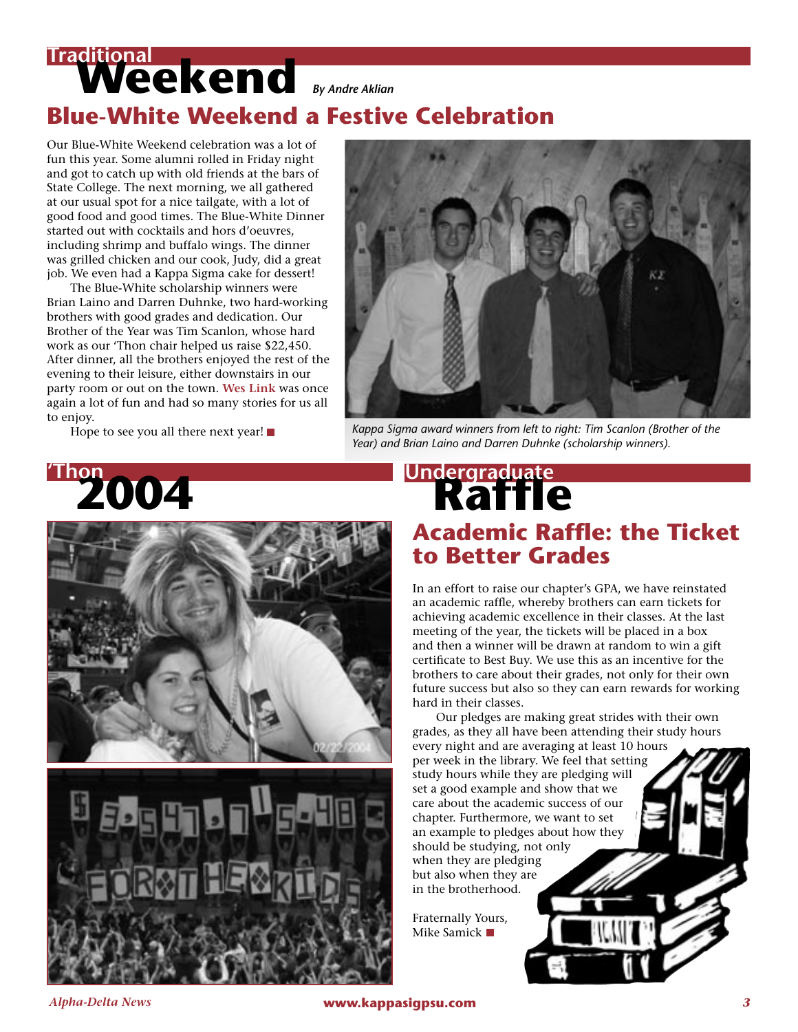# Traditional Weekend

*By Andre Aklian*

## Blue-White Weekend a Festive Celebration

Our Blue-White Weekend celebration was a lot of fun this year. Some alumni rolled in Friday night and got to catch up with old friends at the bars of State College. The next morning, we all gathered at our usual spot for a nice tailgate, with a lot of good food and good times. The Blue-White Dinner started out with cocktails and hors d'oeuvres, including shrimp and buffalo wings. The dinner was grilled chicken and our cook, Judy, did a great job. We even had a Kappa Sigma cake for dessert!

The Blue-White scholarship winners were Brian Laino and Darren Duhnke, two hard-working brothers with good grades and dedication. Our Brother of the Year was Tim Scanlon, whose hard work as our 'Thon chair helped us raise $22,450. After dinner, all the brothers enjoyed the rest of the evening to their leisure, either downstairs in our party room or out on the town. **Wes Link** was once again a lot of fun and had so many stories for us all to enjoy.

Hope to see you all there next year! ■

*Kappa Sigma award winners from left to right: Tim Scanlon (Brother of the Year) and Brian Laino and Darren Duhnke (scholarship winners).*

# 'Thon 2004

# Undergraduate Raffle

## Academic Raffle: the Ticket to Better Grades

In an effort to raise our chapter's GPA, we have reinstated an academic raffle, whereby brothers can earn tickets for achieving academic excellence in their classes. At the last meeting of the year, the tickets will be placed in a box and then a winner will be drawn at random to win a gift certificate to Best Buy. We use this as an incentive for the brothers to care about their grades, not only for their own future success but also so they can earn rewards for working hard in their classes.

Our pledges are making great strides with their own grades, as they all have been attending their study hours every night and are averaging at least 10 hours per week in the library. We feel that setting study hours while they are pledging will set a good example and show that we care about the academic success of our chapter. Furthermore, we want to set an example to pledges about how they should be studying, not only when they are pledging but also when they are in the brotherhood.

Fraternally Yours,
Mike Samick ■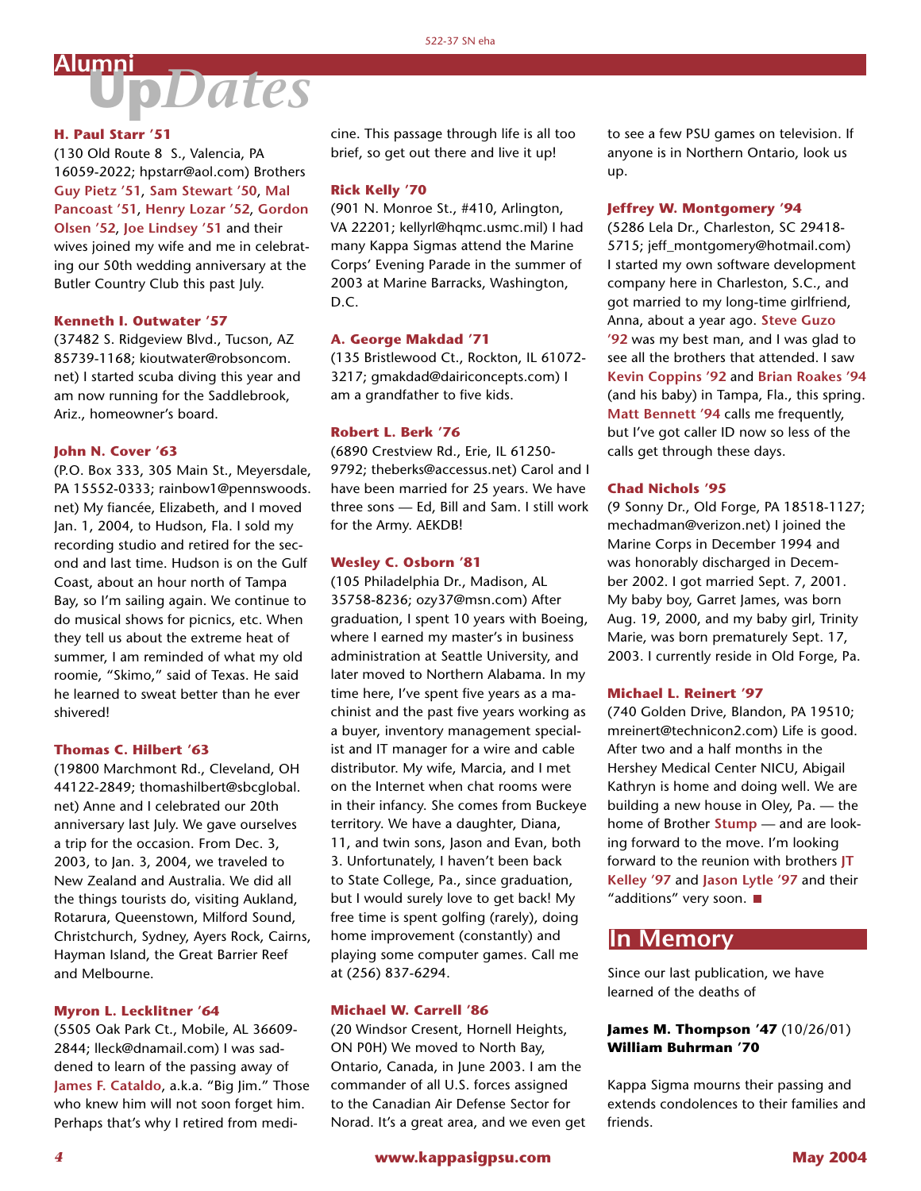# Alumni UpDates

**H. Paul Starr '51**
(130 Old Route 8 S., Valencia, PA 16059-2022; hpstarr@aol.com) Brothers **Guy Pietz '51**, **Sam Stewart '50**, **Mal Pancoast '51**, **Henry Lozar '52**, **Gordon Olsen '52**, **Joe Lindsey '51** and their wives joined my wife and me in celebrating our 50th wedding anniversary at the Butler Country Club this past July.

**Kenneth I. Outwater '57**
(37482 S. Ridgeview Blvd., Tucson, AZ 85739-1168; kioutwater@robsoncom.net) I started scuba diving this year and am now running for the Saddlebrook, Ariz., homeowner's board.

**John N. Cover '63**
(P.O. Box 333, 305 Main St., Meyersdale, PA 15552-0333; rainbow1@pennswoods.net) My fiancée, Elizabeth, and I moved Jan. 1, 2004, to Hudson, Fla. I sold my recording studio and retired for the second and last time. Hudson is on the Gulf Coast, about an hour north of Tampa Bay, so I'm sailing again. We continue to do musical shows for picnics, etc. When they tell us about the extreme heat of summer, I am reminded of what my old roomie, "Skimo," said of Texas. He said he learned to sweat better than he ever shivered!

**Thomas C. Hilbert '63**
(19800 Marchmont Rd., Cleveland, OH 44122-2849; thomashilbert@sbcglobal.net) Anne and I celebrated our 20th anniversary last July. We gave ourselves a trip for the occasion. From Dec. 3, 2003, to Jan. 3, 2004, we traveled to New Zealand and Australia. We did all the things tourists do, visiting Aukland, Rotarura, Queenstown, Milford Sound, Christchurch, Sydney, Ayers Rock, Cairns, Hayman Island, the Great Barrier Reef and Melbourne.

**Myron L. Lecklitner '64**
(5505 Oak Park Ct., Mobile, AL 36609-2844; lleck@dnamail.com) I was saddened to learn of the passing away of **James F. Cataldo**, a.k.a. "Big Jim." Those who knew him will not soon forget him. Perhaps that's why I retired from medicine. This passage through life is all too brief, so get out there and live it up!

**Rick Kelly '70**
(901 N. Monroe St., #410, Arlington, VA 22201; kellyrl@hqmc.usmc.mil) I had many Kappa Sigmas attend the Marine Corps' Evening Parade in the summer of 2003 at Marine Barracks, Washington, D.C.

**A. George Makdad '71**
(135 Bristlewood Ct., Rockton, IL 61072-3217; gmakdad@dairiconcepts.com) I am a grandfather to five kids.

**Robert L. Berk '76**
(6890 Crestview Rd., Erie, IL 61250-9792; theberks@accessus.net) Carol and I have been married for 25 years. We have three sons — Ed, Bill and Sam. I still work for the Army. AEKDB!

**Wesley C. Osborn '81**
(105 Philadelphia Dr., Madison, AL 35758-8236; ozy37@msn.com) After graduation, I spent 10 years with Boeing, where I earned my master's in business administration at Seattle University, and later moved to Northern Alabama. In my time here, I've spent five years as a machinist and the past five years working as a buyer, inventory management specialist and IT manager for a wire and cable distributor. My wife, Marcia, and I met on the Internet when chat rooms were in their infancy. She comes from Buckeye territory. We have a daughter, Diana, 11, and twin sons, Jason and Evan, both 3. Unfortunately, I haven't been back to State College, Pa., since graduation, but I would surely love to get back! My free time is spent golfing (rarely), doing home improvement (constantly) and playing some computer games. Call me at (256) 837-6294.

**Michael W. Carrell '86**
(20 Windsor Crescent, Hornell Heights, ON P0H) We moved to North Bay, Ontario, Canada, in June 2003. I am the commander of all U.S. forces assigned to the Canadian Air Defense Sector for Norad. It's a great area, and we even get to see a few PSU games on television. If anyone is in Northern Ontario, look us up.

**Jeffrey W. Montgomery '94**
(5286 Lela Dr., Charleston, SC 29418-5715; jeff_montgomery@hotmail.com) I started my own software development company here in Charleston, S.C., and got married to my long-time girlfriend, Anna, about a year ago. **Steve Guzo '92** was my best man, and I was glad to see all the brothers that attended. I saw **Kevin Coppins '92** and **Brian Roakes '94** (and his baby) in Tampa, Fla., this spring. **Matt Bennett '94** calls me frequently, but I've got caller ID now so less of the calls get through these days.

**Chad Nichols '95**
(9 Sonny Dr., Old Forge, PA 18518-1127; mechadman@verizon.net) I joined the Marine Corps in December 1994 and was honorably discharged in December 2002. I got married Sept. 7, 2001. My baby boy, Garret James, was born Aug. 19, 2000, and my baby girl, Trinity Marie, was born prematurely Sept. 17, 2003. I currently reside in Old Forge, Pa.

**Michael L. Reinert '97**
(740 Golden Drive, Blandon, PA 19510; mreinert@technicon2.com) Life is good. After two and a half months in the Hershey Medical Center NICU, Abigail Kathryn is home and doing well. We are building a new house in Oley, Pa. — the home of Brother **Stump** — and are looking forward to the move. I'm looking forward to the reunion with brothers **JT Kelley '97** and **Jason Lytle '97** and their "additions" very soon. ■

## In Memory

Since our last publication, we have learned of the deaths of

**James M. Thompson '47** (10/26/01)
**William Buhrman '70**

Kappa Sigma mourns their passing and extends condolences to their families and friends.